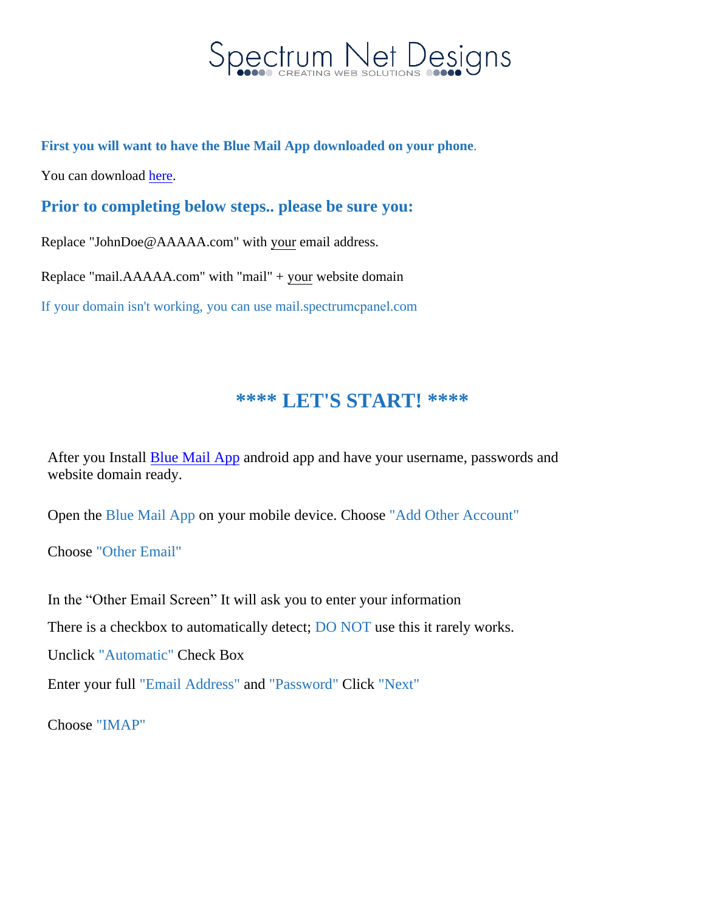# Spectrum Net Designs

CREATING WEB SOLUTIONS

**First you will want to have the Blue Mail App downloaded on your phone**.

You can download here.

## Prior to completing below steps.. please be sure you:

Replace "JohnDoe@AAAAA.com" with your email address.

Replace "mail.AAAAA.com" with "mail" + your website domain

If your domain isn't working, you can use mail.spectrumcpanel.com

## **** LET'S START! ****

After you Install Blue Mail App android app and have your username, passwords and website domain ready.

Open the Blue Mail App on your mobile device. Choose "Add Other Account"

Choose "Other Email"

In the "Other Email Screen" It will ask you to enter your information

There is a checkbox to automatically detect; DO NOT use this it rarely works.

Unclick "Automatic" Check Box

Enter your full "Email Address" and "Password" Click "Next"

Choose "IMAP"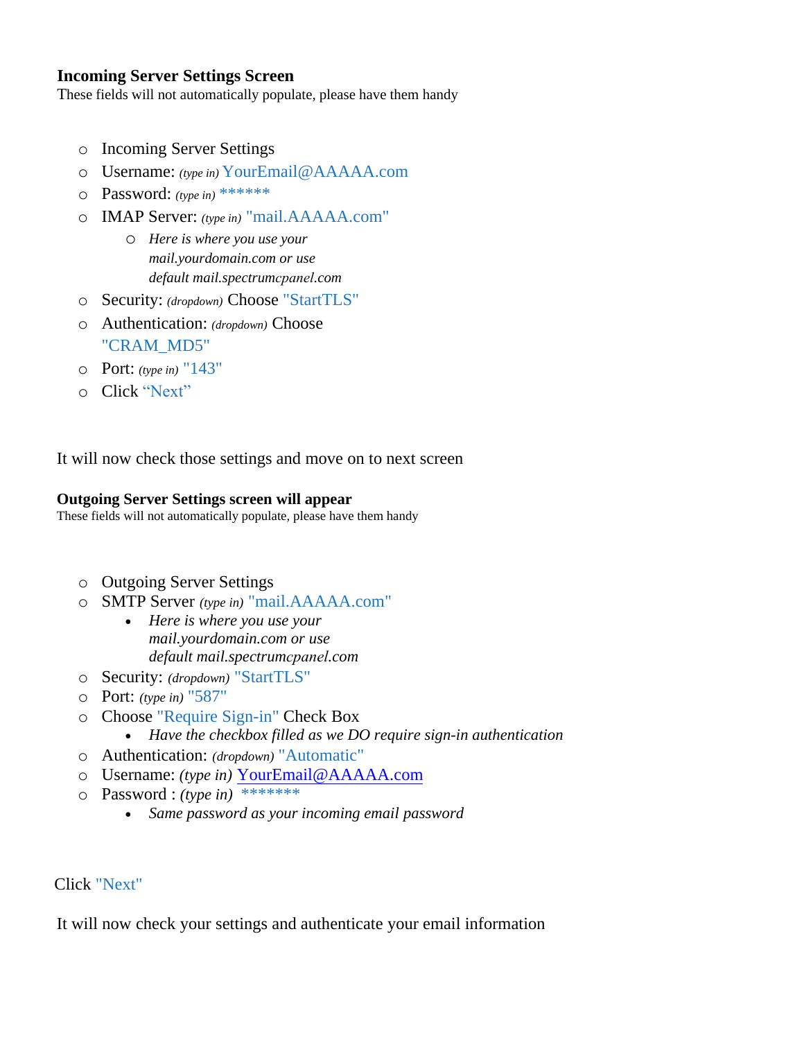### Incoming Server Settings Screen

These fields will not automatically populate, please have them handy

- Incoming Server Settings
- Username: *(type in)* YourEmail@AAAAA.com
- Password: *(type in)* ******
- IMAP Server: *(type in)* "mail.AAAAA.com"
  - *Here is where you use your mail.yourdomain.com or use default mail.spectrumcpanel.com*
- Security: *(dropdown)* Choose "StartTLS"
- Authentication: *(dropdown)* Choose "CRAM_MD5"
- Port: *(type in)* "143"
- Click "Next"

It will now check those settings and move on to next screen

### Outgoing Server Settings screen will appear

These fields will not automatically populate, please have them handy

- Outgoing Server Settings
- SMTP Server *(type in)* "mail.AAAAA.com"
  - *Here is where you use your mail.yourdomain.com or use default mail.spectrumcpanel.com*
- Security: *(dropdown)* "StartTLS"
- Port: *(type in)* "587"
- Choose "Require Sign-in" Check Box
  - *Have the checkbox filled as we DO require sign-in authentication*
- Authentication: *(dropdown)* "Automatic"
- Username: *(type in)* YourEmail@AAAAA.com
- Password : *(type in)* *******
  - *Same password as your incoming email password*

Click "Next"

It will now check your settings and authenticate your email information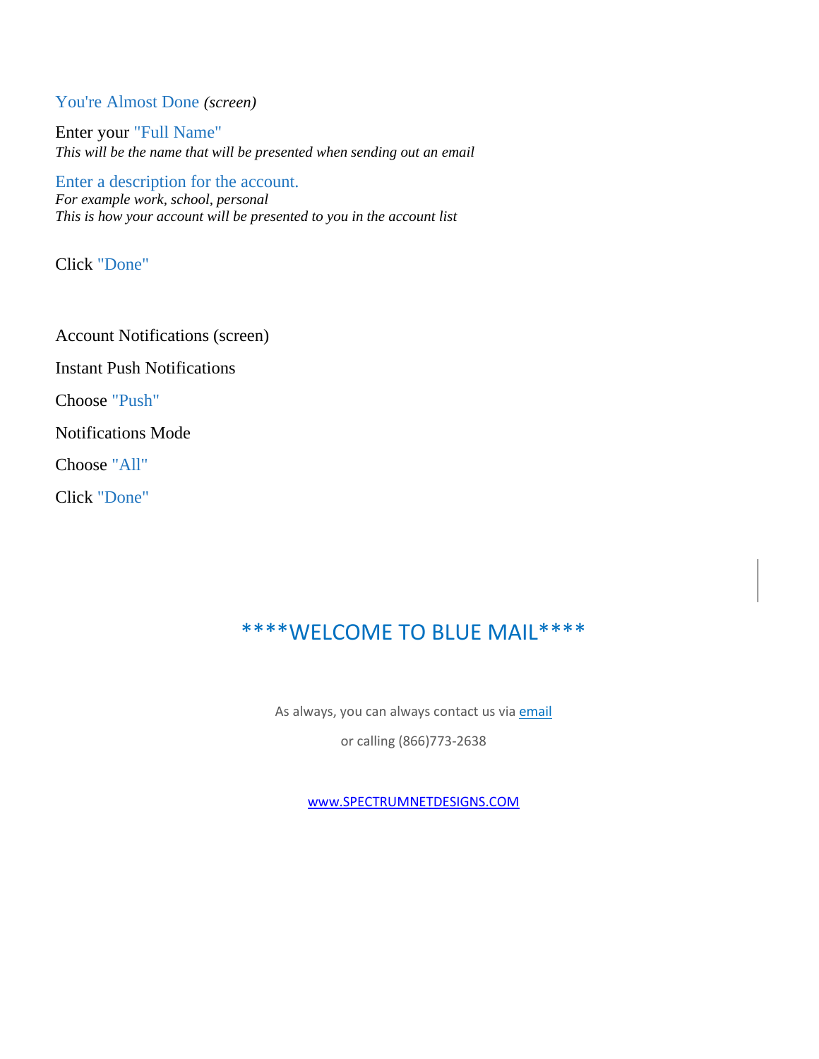You're Almost Done *(screen)*

Enter your "Full Name"
*This will be the name that will be presented when sending out an email*

Enter a description for the account.
*For example work, school, personal*
*This is how your account will be presented to you in the account list*

Click "Done"

Account Notifications (screen)

Instant Push Notifications

Choose "Push"

Notifications Mode

Choose "All"

Click "Done"

## ****WELCOME TO BLUE MAIL****

As always, you can always contact us via [email]()

or calling (866)773-2638

[www.SPECTRUMNETDESIGNS.COM]()